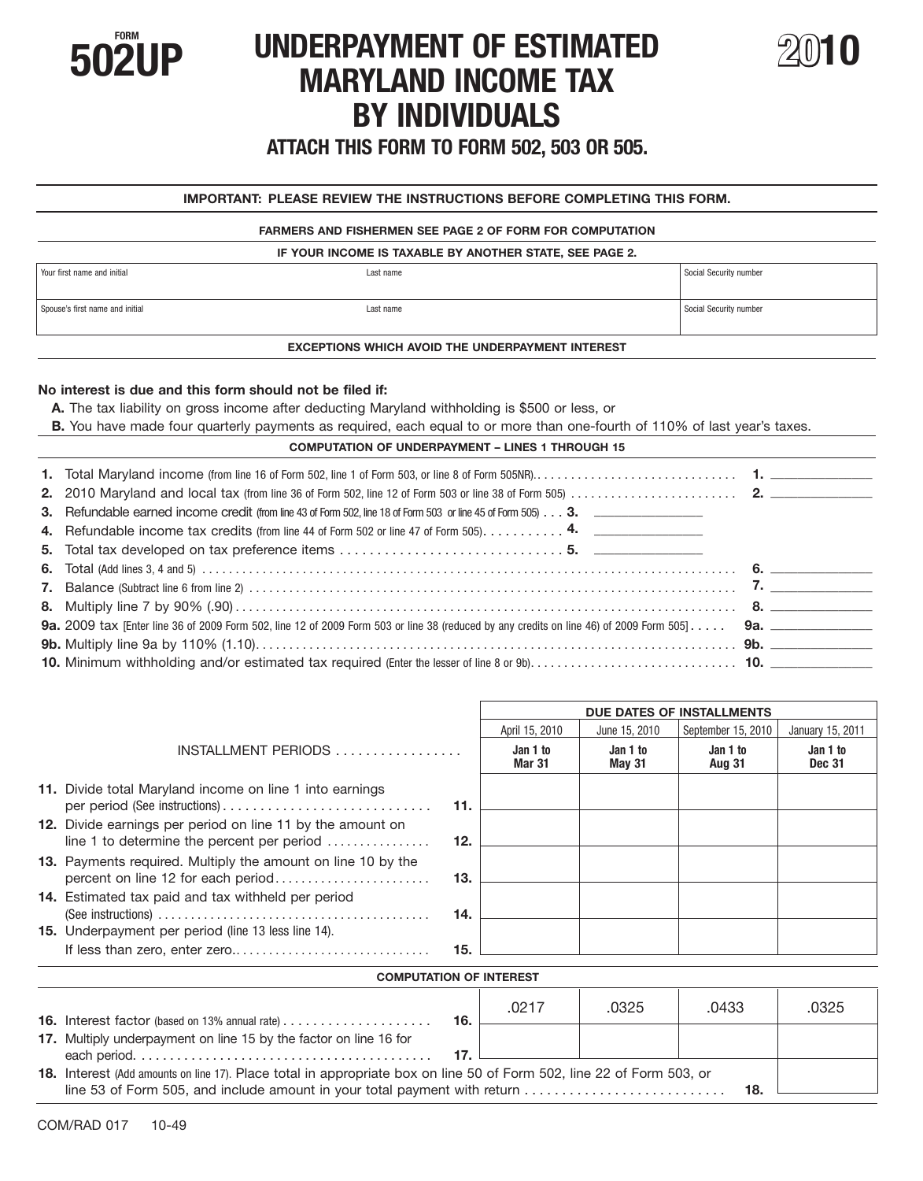FORM
# 502UP

# UNDERPAYMENT OF ESTIMATED MARYLAND INCOME TAX BY INDIVIDUALS

# 2010

## ATTACH THIS FORM TO FORM 502, 503 OR 505.

**IMPORTANT: PLEASE REVIEW THE INSTRUCTIONS BEFORE COMPLETING THIS FORM.**

**FARMERS AND FISHERMEN SEE PAGE 2 OF FORM FOR COMPUTATION**

**IF YOUR INCOME IS TAXABLE BY ANOTHER STATE, SEE PAGE 2.**

| Your first name and initial | Last name | Social Security number |
|---|---|---|
| Spouse's first name and initial | Last name | Social Security number |

**EXCEPTIONS WHICH AVOID THE UNDERPAYMENT INTEREST**

**No interest is due and this form should not be filed if:**

**A.** The tax liability on gross income after deducting Maryland withholding is $500 or less, or

**B.** You have made four quarterly payments as required, each equal to or more than one-fourth of 110% of last year's taxes.

**COMPUTATION OF UNDERPAYMENT – LINES 1 THROUGH 15**

**1.** Total Maryland income (from line 16 of Form 502, line 1 of Form 503, or line 8 of Form 505NR) . . . . . **1.** ______

**2.** 2010 Maryland and local tax (from line 36 of Form 502, line 12 of Form 503 or line 38 of Form 505) . . . . . **2.** ______

**3.** Refundable earned income credit (from line 43 of Form 502, line 18 of Form 503 or line 45 of Form 505) . . . **3.** ______

**4.** Refundable income tax credits (from line 44 of Form 502 or line 47 of Form 505) . . . . . **4.** ______

**5.** Total tax developed on tax preference items . . . . . **5.** ______

**6.** Total (Add lines 3, 4 and 5) . . . . . **6.** ______

**7.** Balance (Subtract line 6 from line 2) . . . . . **7.** ______

**8.** Multiply line 7 by 90% (.90) . . . . . **8.** ______

**9a.** 2009 tax [Enter line 36 of 2009 Form 502, line 12 of 2009 Form 503 or line 38 (reduced by any credits on line 46) of 2009 Form 505] . . . . . **9a.** ______

**9b.** Multiply line 9a by 110% (1.10) . . . . . **9b.** ______

**10.** Minimum withholding and/or estimated tax required (Enter the lesser of line 8 or 9b) . . . . . **10.** ______

| | | DUE DATES OF INSTALLMENTS | | | |
|---|---|---|---|---|---|
| | | April 15, 2010 | June 15, 2010 | September 15, 2010 | January 15, 2011 |
| INSTALLMENT PERIODS . . . . . | | **Jan 1 to Mar 31** | **Jan 1 to May 31** | **Jan 1 to Aug 31** | **Jan 1 to Dec 31** |
| **11.** Divide total Maryland income on line 1 into earnings per period (See instructions) . . . . . | **11.** | | | | |
| **12.** Divide earnings per period on line 11 by the amount on line 1 to determine the percent per period . . . . . | **12.** | | | | |
| **13.** Payments required. Multiply the amount on line 10 by the percent on line 12 for each period . . . . . | **13.** | | | | |
| **14.** Estimated tax paid and tax withheld per period (See instructions) . . . . . | **14.** | | | | |
| **15.** Underpayment per period (line 13 less line 14). If less than zero, enter zero. . . . . | **15.** | | | | |

**COMPUTATION OF INTEREST**

| | | | | | |
|---|---|---|---|---|---|
| **16.** Interest factor (based on 13% annual rate) . . . . . | **16.** | .0217 | .0325 | .0433 | .0325 |
| **17.** Multiply underpayment on line 15 by the factor on line 16 for each period . . . . . | **17.** | | | | |

**18.** Interest (Add amounts on line 17). Place total in appropriate box on line 50 of Form 502, line 22 of Form 503, or line 53 of Form 505, and include amount in your total payment with return . . . . . **18.** ______

COM/RAD 017 10-49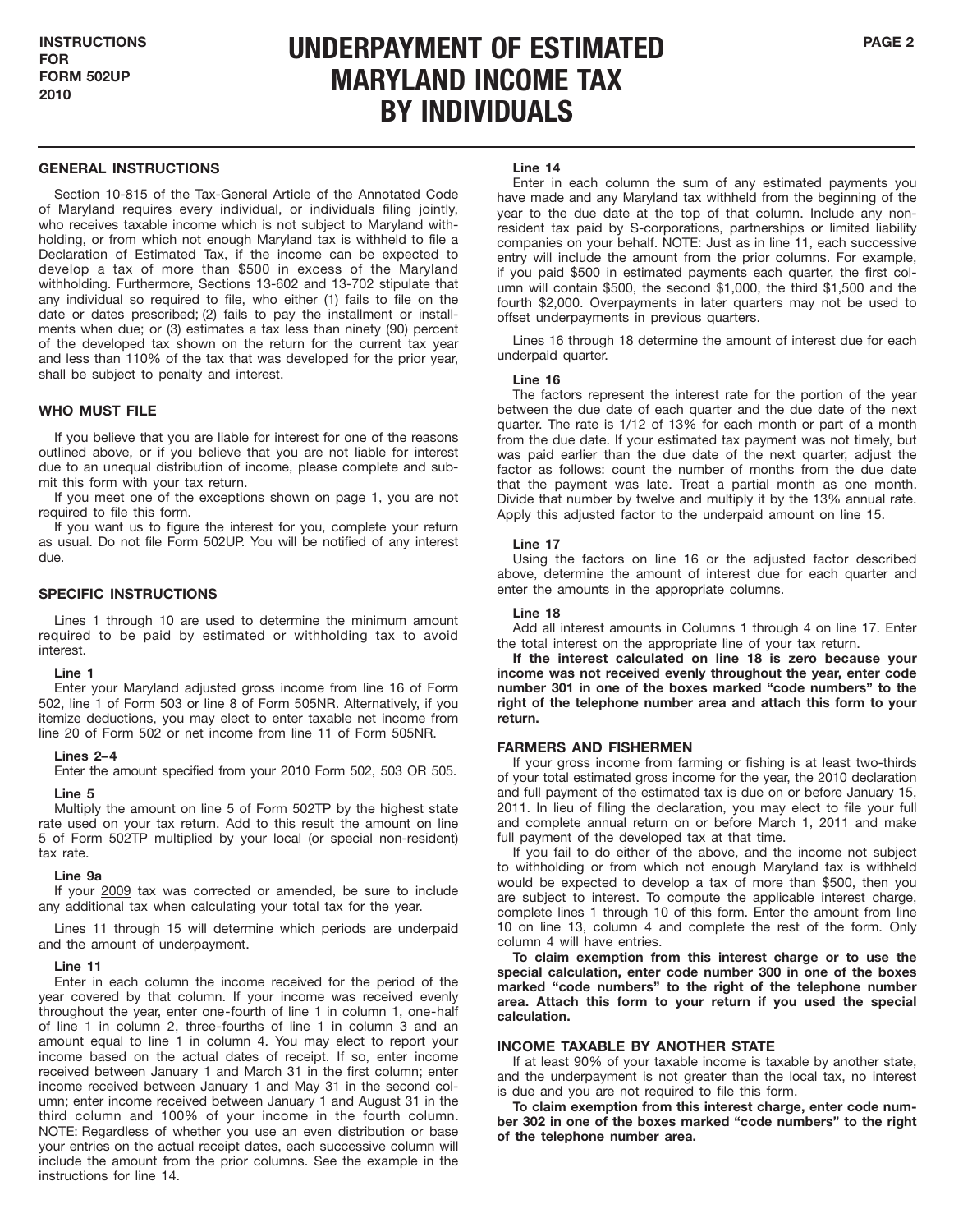# UNDERPAYMENT OF ESTIMATED MARYLAND INCOME TAX BY INDIVIDUALS

**INSTRUCTIONS FOR FORM 502UP 2010**

## GENERAL INSTRUCTIONS

Section 10-815 of the Tax-General Article of the Annotated Code of Maryland requires every individual, or individuals filing jointly, who receives taxable income which is not subject to Maryland withholding, or from which not enough Maryland tax is withheld to file a Declaration of Estimated Tax, if the income can be expected to develop a tax of more than $500 in excess of the Maryland withholding. Furthermore, Sections 13-602 and 13-702 stipulate that any individual so required to file, who either (1) fails to file on the date or dates prescribed; (2) fails to pay the installment or installments when due; or (3) estimates a tax less than ninety (90) percent of the developed tax shown on the return for the current tax year and less than 110% of the tax that was developed for the prior year, shall be subject to penalty and interest.

## WHO MUST FILE

If you believe that you are liable for interest for one of the reasons outlined above, or if you believe that you are not liable for interest due to an unequal distribution of income, please complete and submit this form with your tax return.

If you meet one of the exceptions shown on page 1, you are not required to file this form.

If you want us to figure the interest for you, complete your return as usual. Do not file Form 502UP. You will be notified of any interest due.

## SPECIFIC INSTRUCTIONS

Lines 1 through 10 are used to determine the minimum amount required to be paid by estimated or withholding tax to avoid interest.

### Line 1

Enter your Maryland adjusted gross income from line 16 of Form 502, line 1 of Form 503 or line 8 of Form 505NR. Alternatively, if you itemize deductions, you may elect to enter taxable net income from line 20 of Form 502 or net income from line 11 of Form 505NR.

### Lines 2–4

Enter the amount specified from your 2010 Form 502, 503 OR 505.

### Line 5

Multiply the amount on line 5 of Form 502TP by the highest state rate used on your tax return. Add to this result the amount on line 5 of Form 502TP multiplied by your local (or special non-resident) tax rate.

### Line 9a

If your 2009 tax was corrected or amended, be sure to include any additional tax when calculating your total tax for the year.

Lines 11 through 15 will determine which periods are underpaid and the amount of underpayment.

### Line 11

Enter in each column the income received for the period of the year covered by that column. If your income was received evenly throughout the year, enter one-fourth of line 1 in column 1, one-half of line 1 in column 2, three-fourths of line 1 in column 3 and an amount equal to line 1 in column 4. You may elect to report your income based on the actual dates of receipt. If so, enter income received between January 1 and March 31 in the first column; enter income received between January 1 and May 31 in the second column; enter income received between January 1 and August 31 in the third column and 100% of your income in the fourth column. NOTE: Regardless of whether you use an even distribution or base your entries on the actual receipt dates, each successive column will include the amount from the prior columns. See the example in the instructions for line 14.

### Line 14

Enter in each column the sum of any estimated payments you have made and any Maryland tax withheld from the beginning of the year to the due date at the top of that column. Include any nonresident tax paid by S-corporations, partnerships or limited liability companies on your behalf. NOTE: Just as in line 11, each successive entry will include the amount from the prior columns. For example, if you paid $500 in estimated payments each quarter, the first column will contain $500, the second $1,000, the third $1,500 and the fourth $2,000. Overpayments in later quarters may not be used to offset underpayments in previous quarters.

Lines 16 through 18 determine the amount of interest due for each underpaid quarter.

### Line 16

The factors represent the interest rate for the portion of the year between the due date of each quarter and the due date of the next quarter. The rate is 1/12 of 13% for each month or part of a month from the due date. If your estimated tax payment was not timely, but was paid earlier than the due date of the next quarter, adjust the factor as follows: count the number of months from the due date that the payment was late. Treat a partial month as one month. Divide that number by twelve and multiply it by the 13% annual rate. Apply this adjusted factor to the underpaid amount on line 15.

### Line 17

Using the factors on line 16 or the adjusted factor described above, determine the amount of interest due for each quarter and enter the amounts in the appropriate columns.

### Line 18

Add all interest amounts in Columns 1 through 4 on line 17. Enter the total interest on the appropriate line of your tax return.

**If the interest calculated on line 18 is zero because your income was not received evenly throughout the year, enter code number 301 in one of the boxes marked "code numbers" to the right of the telephone number area and attach this form to your return.**

## FARMERS AND FISHERMEN

If your gross income from farming or fishing is at least two-thirds of your total estimated gross income for the year, the 2010 declaration and full payment of the estimated tax is due on or before January 15, 2011. In lieu of filing the declaration, you may elect to file your full and complete annual return on or before March 1, 2011 and make full payment of the developed tax at that time.

If you fail to do either of the above, and the income not subject to withholding or from which not enough Maryland tax is withheld would be expected to develop a tax of more than $500, then you are subject to interest. To compute the applicable interest charge, complete lines 1 through 10 of this form. Enter the amount from line 10 on line 13, column 4 and complete the rest of the form. Only column 4 will have entries.

**To claim exemption from this interest charge or to use the special calculation, enter code number 300 in one of the boxes marked "code numbers" to the right of the telephone number area. Attach this form to your return if you used the special calculation.**

## INCOME TAXABLE BY ANOTHER STATE

If at least 90% of your taxable income is taxable by another state, and the underpayment is not greater than the local tax, no interest is due and you are not required to file this form.

**To claim exemption from this interest charge, enter code number 302 in one of the boxes marked "code numbers" to the right of the telephone number area.**